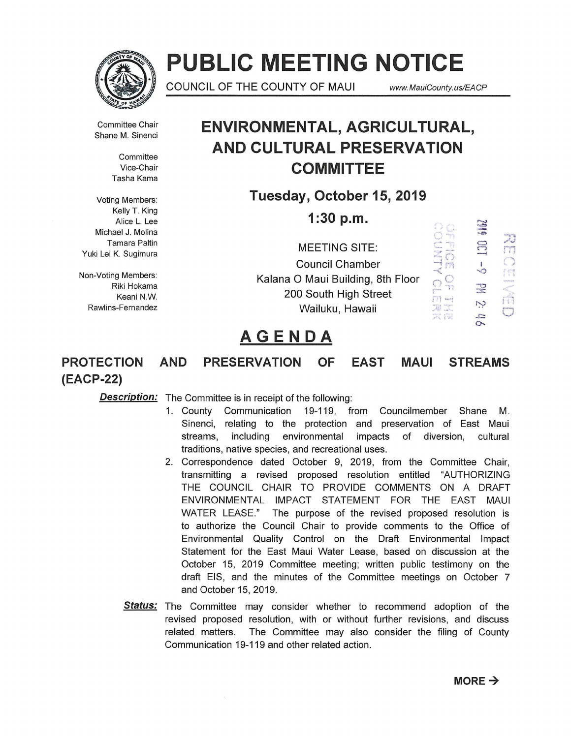# PUBLIC MEETING NOTICE

COUNCIL OF THE COUNTY OF MAUI www.MauiCounty.us/EACP

Committee Chair
Shane M. Sinenci

Committee
Vice-Chair
Tasha Kama

Voting Members:
Kelly T. King
Alice L. Lee
Michael J. Molina
Tamara Paltin
Yuki Lei K. Sugimura

Non-Voting Members:
Riki Hokama
Keani N.W.
Rawlins-Fernandez

## ENVIRONMENTAL, AGRICULTURAL, AND CULTURAL PRESERVATION COMMITTEE

**Tuesday, October 15, 2019**

**1:30 p.m.**

MEETING SITE:
Council Chamber
Kalana O Maui Building, 8th Floor
200 South High Street
Wailuku, Hawaii

OFFICE OF THE COUNTY CLERK
2019 OCT -9 PM 2:46
RECEIVED

## AGENDA

### PROTECTION AND PRESERVATION OF EAST MAUI STREAMS (EACP-22)

***Description:*** The Committee is in receipt of the following:

1. County Communication 19-119, from Councilmember Shane M. Sinenci, relating to the protection and preservation of East Maui streams, including environmental impacts of diversion, cultural traditions, native species, and recreational uses.
2. Correspondence dated October 9, 2019, from the Committee Chair, transmitting a revised proposed resolution entitled "AUTHORIZING THE COUNCIL CHAIR TO PROVIDE COMMENTS ON A DRAFT ENVIRONMENTAL IMPACT STATEMENT FOR THE EAST MAUI WATER LEASE." The purpose of the revised proposed resolution is to authorize the Council Chair to provide comments to the Office of Environmental Quality Control on the Draft Environmental Impact Statement for the East Maui Water Lease, based on discussion at the October 15, 2019 Committee meeting; written public testimony on the draft EIS, and the minutes of the Committee meetings on October 7 and October 15, 2019.

***Status:*** The Committee may consider whether to recommend adoption of the revised proposed resolution, with or without further revisions, and discuss related matters. The Committee may also consider the filing of County Communication 19-119 and other related action.

**MORE →**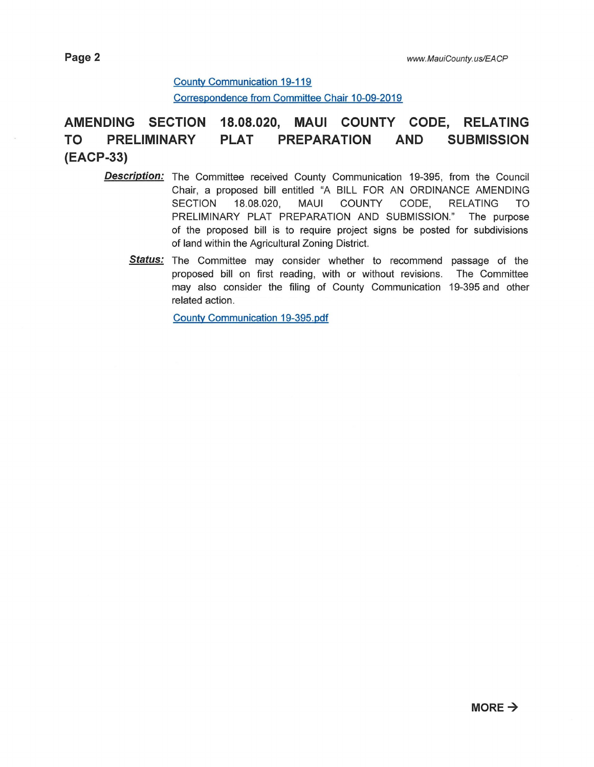[County Communication 19-119]

[Correspondence from Committee Chair 10-09-2019]

## AMENDING SECTION 18.08.020, MAUI COUNTY CODE, RELATING TO PRELIMINARY PLAT PREPARATION AND SUBMISSION (EACP-33)

***Description:*** The Committee received County Communication 19-395, from the Council Chair, a proposed bill entitled "A BILL FOR AN ORDINANCE AMENDING SECTION 18.08.020, MAUI COUNTY CODE, RELATING TO PRELIMINARY PLAT PREPARATION AND SUBMISSION." The purpose of the proposed bill is to require project signs be posted for subdivisions of land within the Agricultural Zoning District.

***Status:*** The Committee may consider whether to recommend passage of the proposed bill on first reading, with or without revisions. The Committee may also consider the filing of County Communication 19-395 and other related action.

[County Communication 19-395.pdf]

**MORE →**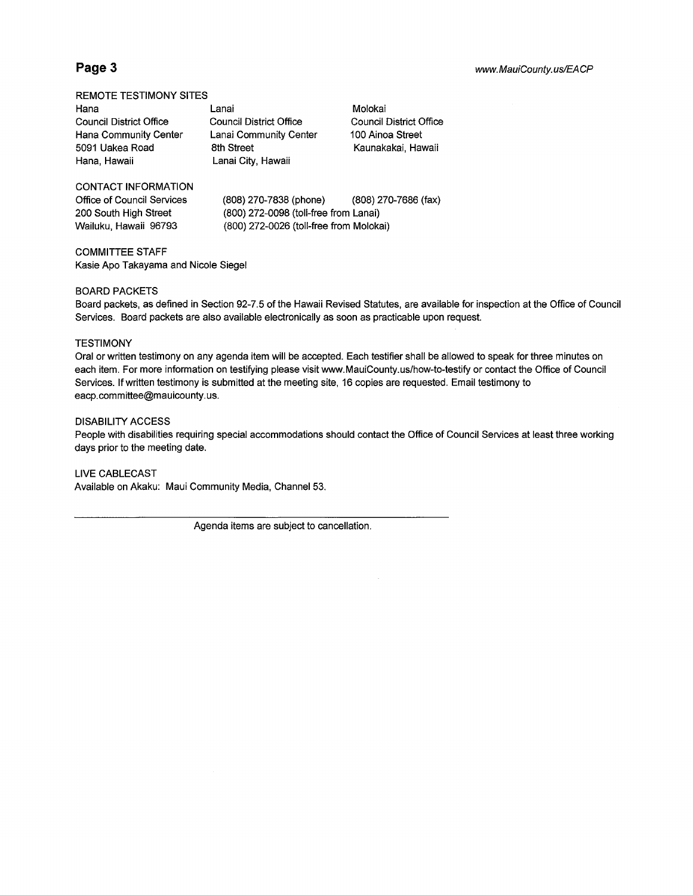## REMOTE TESTIMONY SITES

| Hana | Lanai | Molokai |
| --- | --- | --- |
| Council District Office | Council District Office | Council District Office |
| Hana Community Center | Lanai Community Center | 100 Ainoa Street |
| 5091 Uakea Road | 8th Street | Kaunakakai, Hawaii |
| Hana, Hawaii | Lanai City, Hawaii | |

## CONTACT INFORMATION

| | | |
| --- | --- | --- |
| Office of Council Services | (808) 270-7838 (phone) | (808) 270-7686 (fax) |
| 200 South High Street | (800) 272-0098 (toll-free from Lanai) | |
| Wailuku, Hawaii 96793 | (800) 272-0026 (toll-free from Molokai) | |

## COMMITTEE STAFF

Kasie Apo Takayama and Nicole Siegel

## BOARD PACKETS

Board packets, as defined in Section 92-7.5 of the Hawaii Revised Statutes, are available for inspection at the Office of Council Services. Board packets are also available electronically as soon as practicable upon request.

## TESTIMONY

Oral or written testimony on any agenda item will be accepted. Each testifier shall be allowed to speak for three minutes on each item. For more information on testifying please visit www.MauiCounty.us/how-to-testify or contact the Office of Council Services. If written testimony is submitted at the meeting site, 16 copies are requested. Email testimony to eacp.committee@mauicounty.us.

## DISABILITY ACCESS

People with disabilities requiring special accommodations should contact the Office of Council Services at least three working days prior to the meeting date.

## LIVE CABLECAST

Available on Akaku: Maui Community Media, Channel 53.

---

Agenda items are subject to cancellation.